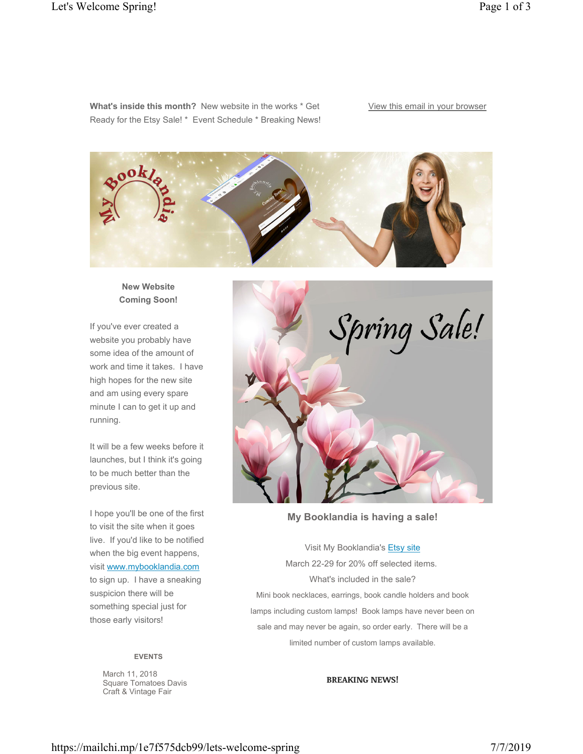**What's inside this month?** New website in the works * Get Ready for the Etsy Sale! * Event Schedule * Breaking News!

View this email in your browser

**New Website Coming Soon!**

If you've ever created a website you probably have some idea of the amount of work and time it takes. I have high hopes for the new site and am using every spare minute I can to get it up and running.

It will be a few weeks before it launches, but I think it's going to be much better than the previous site.

I hope you'll be one of the first to visit the site when it goes live. If you'd like to be notified when the big event happens, visit www.mybooklandia.com to sign up. I have a sneaking suspicion there will be something special just for those early visitors!

**My Booklandia is having a sale!**

Visit My Booklandia's Etsy site

March 22-29 for 20% off selected items.

What's included in the sale?

Mini book necklaces, earrings, book candle holders and book lamps including custom lamps! Book lamps have never been on sale and may never be again, so order early. There will be a limited number of custom lamps available.

**EVENTS**

March 11, 2018
Square Tomatoes Davis
Craft & Vintage Fair

**BREAKING NEWS!**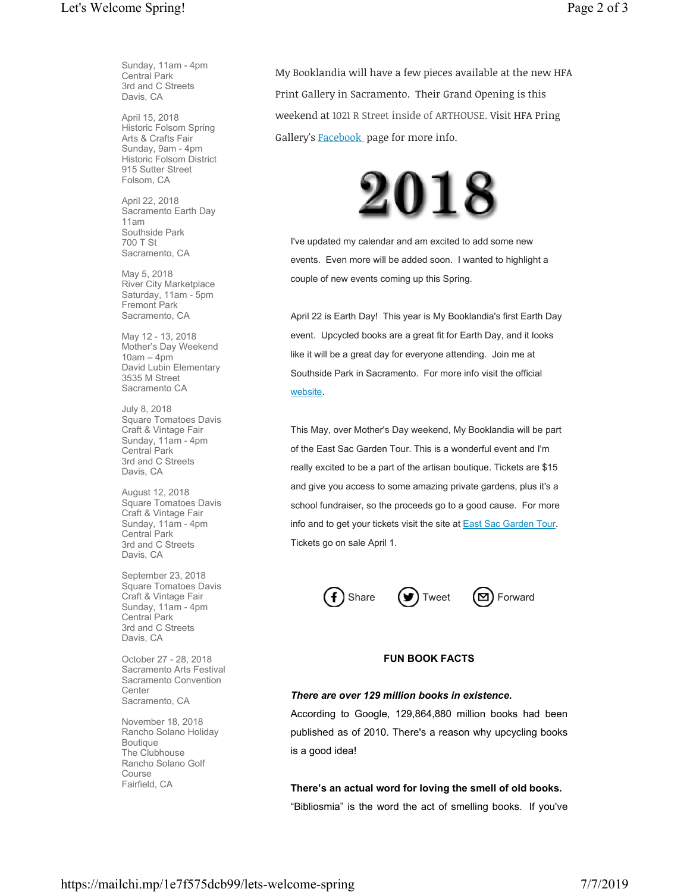Sunday, 11am - 4pm
Central Park
3rd and C Streets
Davis, CA

April 15, 2018
Historic Folsom Spring Arts & Crafts Fair
Sunday, 9am - 4pm
Historic Folsom District
915 Sutter Street
Folsom, CA

April 22, 2018
Sacramento Earth Day
11am
Southside Park
700 T St
Sacramento, CA

May 5, 2018
River City Marketplace
Saturday, 11am - 5pm
Fremont Park
Sacramento, CA

May 12 - 13, 2018
Mother's Day Weekend
10am – 4pm
David Lubin Elementary
3535 M Street
Sacramento CA

July 8, 2018
Square Tomatoes Davis Craft & Vintage Fair
Sunday, 11am - 4pm
Central Park
3rd and C Streets
Davis, CA

August 12, 2018
Square Tomatoes Davis Craft & Vintage Fair
Sunday, 11am - 4pm
Central Park
3rd and C Streets
Davis, CA

September 23, 2018
Square Tomatoes Davis Craft & Vintage Fair
Sunday, 11am - 4pm
Central Park
3rd and C Streets
Davis, CA

October 27 - 28, 2018
Sacramento Arts Festival
Sacramento Convention Center
Sacramento, CA

November 18, 2018
Rancho Solano Holiday Boutique
The Clubhouse
Rancho Solano Golf Course
Fairfield, CA

My Booklandia will have a few pieces available at the new HFA Print Gallery in Sacramento. Their Grand Opening is this weekend at 1021 R Street inside of ARTHOUSE. Visit HFA Pring Gallery's Facebook page for more info.

# 2018

I've updated my calendar and am excited to add some new events. Even more will be added soon. I wanted to highlight a couple of new events coming up this Spring.

April 22 is Earth Day! This year is My Booklandia's first Earth Day event. Upcycled books are a great fit for Earth Day, and it looks like it will be a great day for everyone attending. Join me at Southside Park in Sacramento. For more info visit the official website.

This May, over Mother's Day weekend, My Booklandia will be part of the East Sac Garden Tour. This is a wonderful event and I'm really excited to be a part of the artisan boutique. Tickets are $15 and give you access to some amazing private gardens, plus it's a school fundraiser, so the proceeds go to a good cause. For more info and to get your tickets visit the site at East Sac Garden Tour. Tickets go on sale April 1.

Share Tweet Forward

**FUN BOOK FACTS**

***There are over 129 million books in existence.***
According to Google, 129,864,880 million books had been published as of 2010. There's a reason why upcycling books is a good idea!

**There's an actual word for loving the smell of old books.**
"Bibliosmia" is the word the act of smelling books. If you've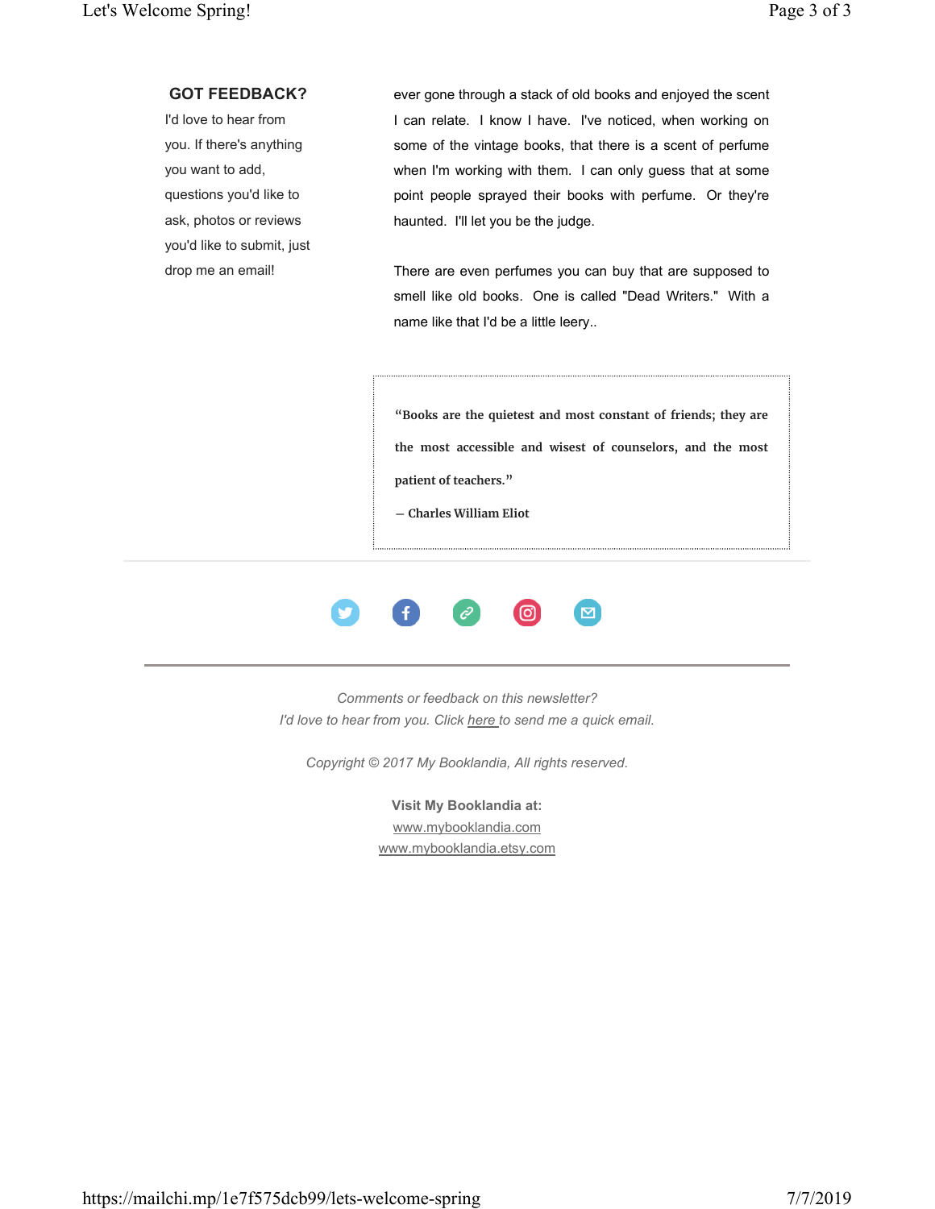## GOT FEEDBACK?

I'd love to hear from you. If there's anything you want to add, questions you'd like to ask, photos or reviews you'd like to submit, just drop me an email!

ever gone through a stack of old books and enjoyed the scent I can relate. I know I have. I've noticed, when working on some of the vintage books, that there is a scent of perfume when I'm working with them. I can only guess that at some point people sprayed their books with perfume. Or they're haunted. I'll let you be the judge.

There are even perfumes you can buy that are supposed to smell like old books. One is called "Dead Writers." With a name like that I'd be a little leery..

> **"Books are the quietest and most constant of friends; they are the most accessible and wisest of counselors, and the most patient of teachers."**
>
> **— Charles William Eliot**

---

*Comments or feedback on this newsletter?*
*I'd love to hear from you. Click here to send me a quick email.*

*Copyright © 2017 My Booklandia, All rights reserved.*

**Visit My Booklandia at:**
www.mybooklandia.com
www.mybooklandia.etsy.com